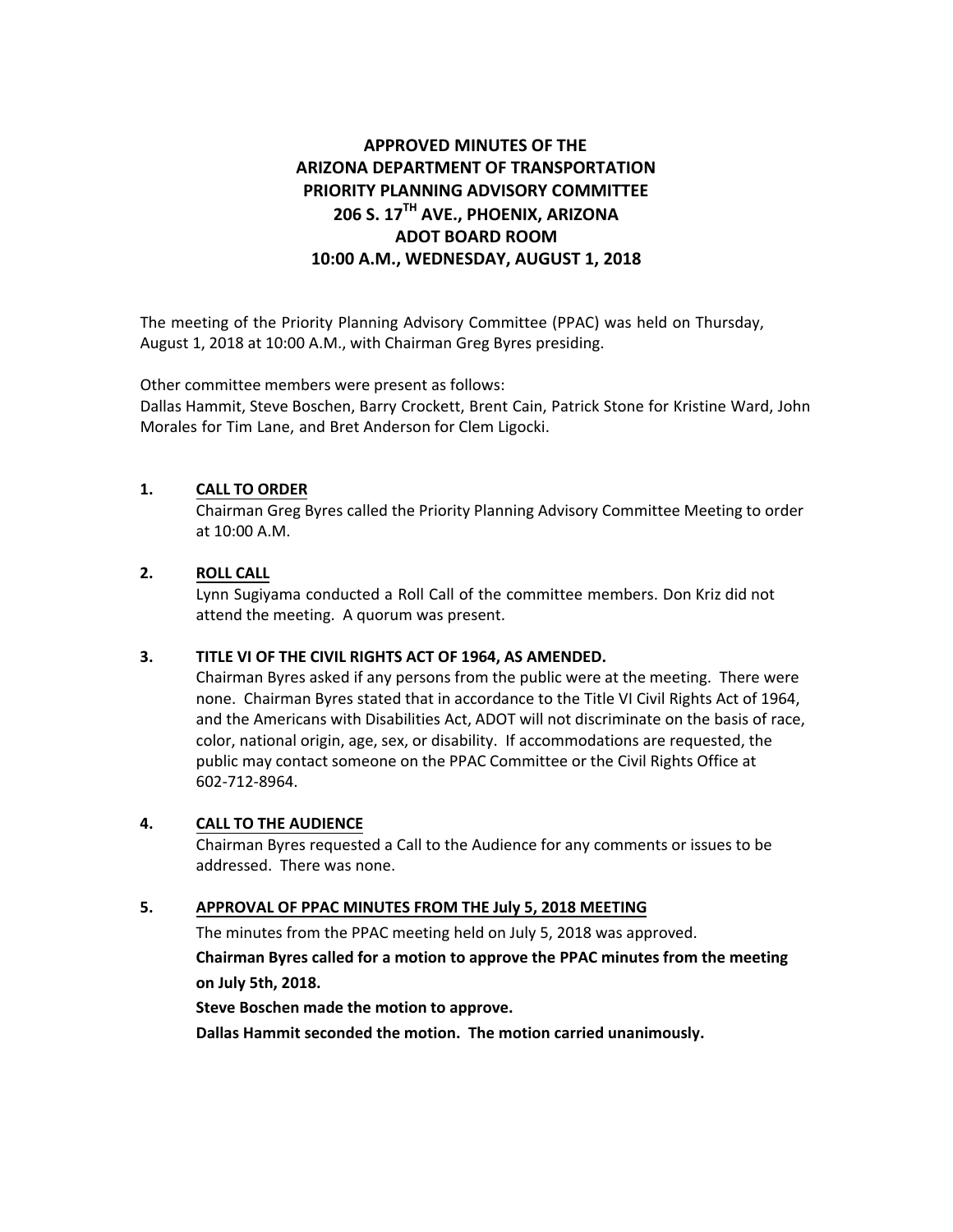# APPROVED MINUTES OF THE ARIZONA DEPARTMENT OF TRANSPORTATION PRIORITY PLANNING ADVISORY COMMITTEE 206 S. 17TH AVE., PHOENIX, ARIZONA ADOT BOARD ROOM 10:00 A.M., WEDNESDAY, AUGUST 1, 2018

The meeting of the Priority Planning Advisory Committee (PPAC) was held on Thursday, August 1, 2018 at 10:00 A.M., with Chairman Greg Byres presiding.

Other committee members were present as follows:
Dallas Hammit, Steve Boschen, Barry Crockett, Brent Cain, Patrick Stone for Kristine Ward, John Morales for Tim Lane, and Bret Anderson for Clem Ligocki.

**1. CALL TO ORDER**

Chairman Greg Byres called the Priority Planning Advisory Committee Meeting to order at 10:00 A.M.

**2. ROLL CALL**

Lynn Sugiyama conducted a Roll Call of the committee members. Don Kriz did not attend the meeting. A quorum was present.

**3. TITLE VI OF THE CIVIL RIGHTS ACT OF 1964, AS AMENDED.**

Chairman Byres asked if any persons from the public were at the meeting. There were none. Chairman Byres stated that in accordance to the Title VI Civil Rights Act of 1964, and the Americans with Disabilities Act, ADOT will not discriminate on the basis of race, color, national origin, age, sex, or disability. If accommodations are requested, the public may contact someone on the PPAC Committee or the Civil Rights Office at 602-712-8964.

**4. CALL TO THE AUDIENCE**

Chairman Byres requested a Call to the Audience for any comments or issues to be addressed. There was none.

**5. APPROVAL OF PPAC MINUTES FROM THE July 5, 2018 MEETING**

The minutes from the PPAC meeting held on July 5, 2018 was approved.

**Chairman Byres called for a motion to approve the PPAC minutes from the meeting on July 5th, 2018.**

**Steve Boschen made the motion to approve.**

**Dallas Hammit seconded the motion. The motion carried unanimously.**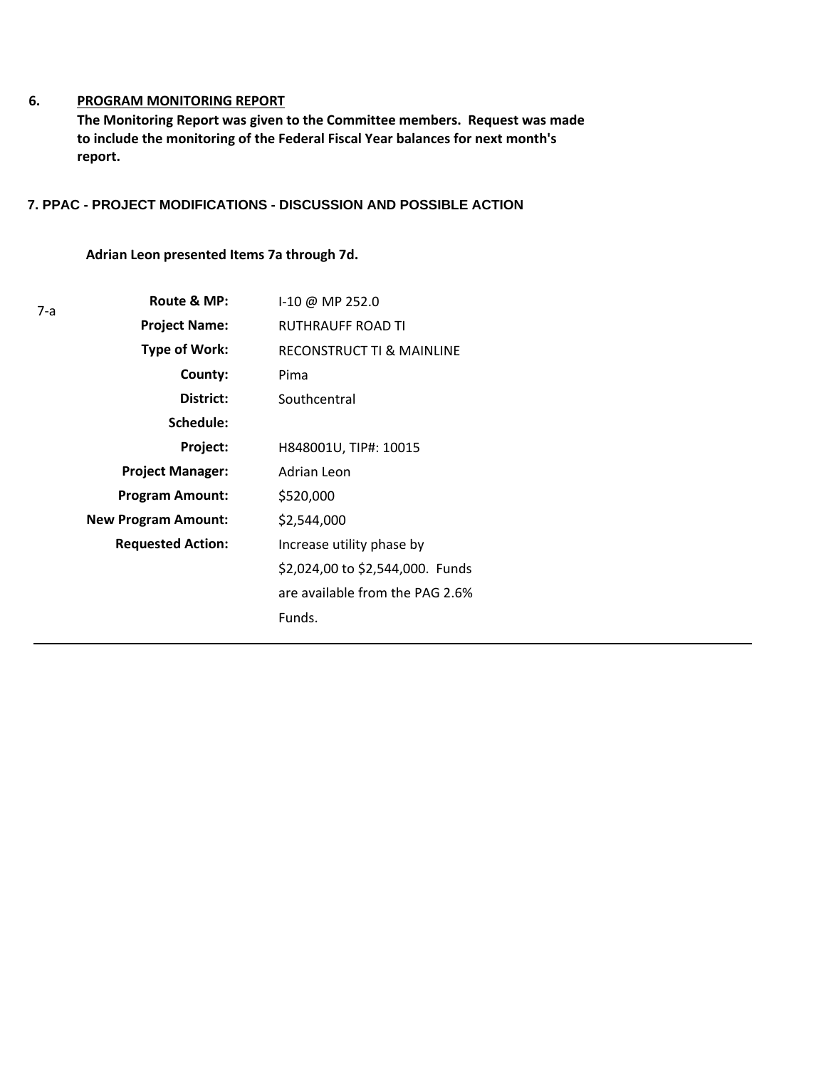## 6. PROGRAM MONITORING REPORT

**The Monitoring Report was given to the Committee members. Request was made to include the monitoring of the Federal Fiscal Year balances for next month's report.**

## 7. PPAC - PROJECT MODIFICATIONS - DISCUSSION AND POSSIBLE ACTION

**Adrian Leon presented Items 7a through 7d.**

7-a

| | |
|---|---|
| **Route & MP:** | I-10 @ MP 252.0 |
| **Project Name:** | RUTHRAUFF ROAD TI |
| **Type of Work:** | RECONSTRUCT TI & MAINLINE |
| **County:** | Pima |
| **District:** | Southcentral |
| **Schedule:** | |
| **Project:** | H848001U, TIP#: 10015 |
| **Project Manager:** | Adrian Leon |
| **Program Amount:** | $520,000 |
| **New Program Amount:** | $2,544,000 |
| **Requested Action:** | Increase utility phase by $2,024,00 to $2,544,000. Funds are available from the PAG 2.6% Funds. |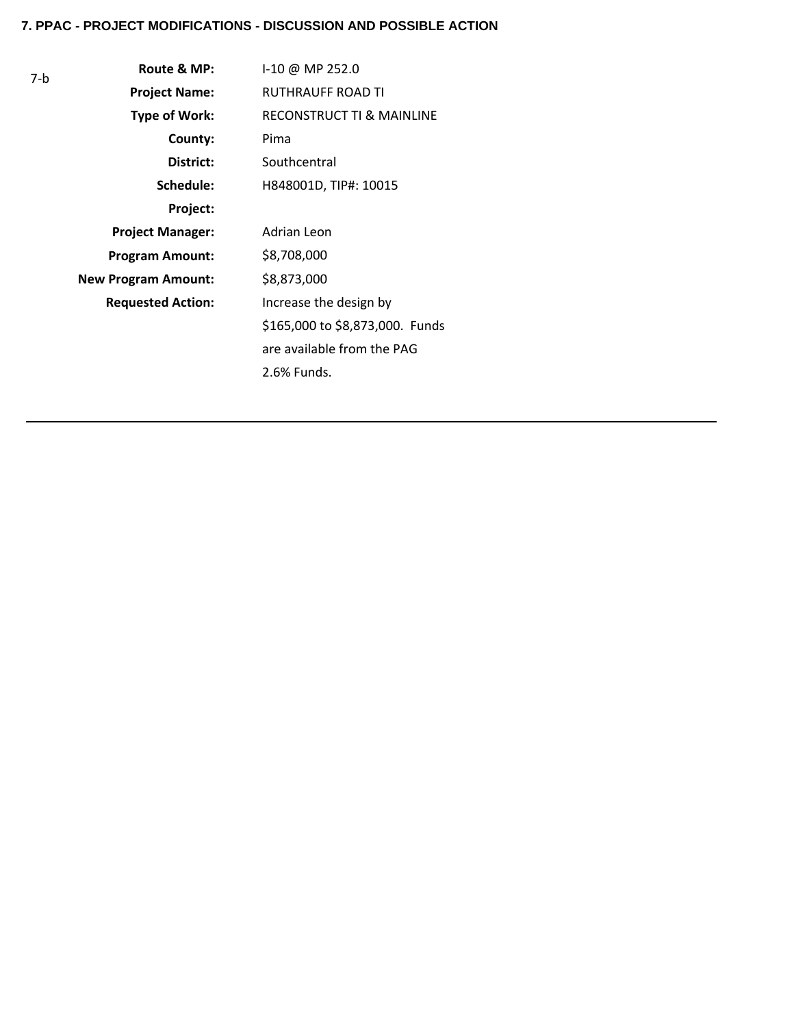**7. PPAC - PROJECT MODIFICATIONS - DISCUSSION AND POSSIBLE ACTION**

7-b

| | |
|---|---|
| **Route & MP:** | I-10 @ MP 252.0 |
| **Project Name:** | RUTHRAUFF ROAD TI |
| **Type of Work:** | RECONSTRUCT TI & MAINLINE |
| **County:** | Pima |
| **District:** | Southcentral |
| **Schedule:** | H848001D, TIP#: 10015 |
| **Project:** | |
| **Project Manager:** | Adrian Leon |
| **Program Amount:** | $8,708,000 |
| **New Program Amount:** | $8,873,000 |
| **Requested Action:** | Increase the design by $165,000 to $8,873,000. Funds are available from the PAG 2.6% Funds. |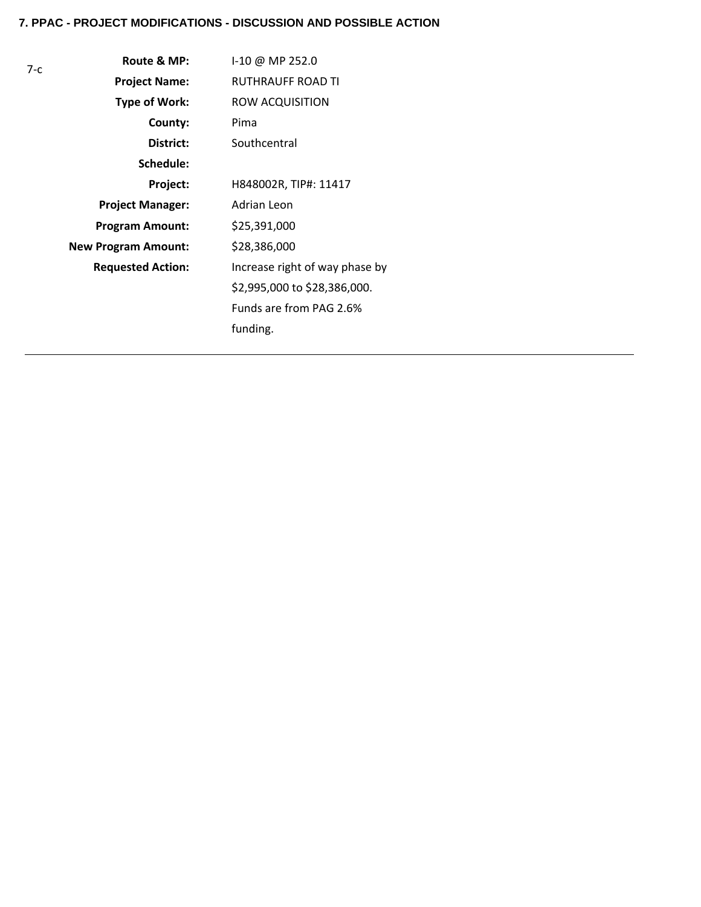### 7. PPAC - PROJECT MODIFICATIONS - DISCUSSION AND POSSIBLE ACTION

7-c

| | |
|---|---|
| **Route & MP:** | I-10 @ MP 252.0 |
| **Project Name:** | RUTHRAUFF ROAD TI |
| **Type of Work:** | ROW ACQUISITION |
| **County:** | Pima |
| **District:** | Southcentral |
| **Schedule:** | |
| **Project:** | H848002R, TIP#: 11417 |
| **Project Manager:** | Adrian Leon |
| **Program Amount:** | $25,391,000 |
| **New Program Amount:** | $28,386,000 |
| **Requested Action:** | Increase right of way phase by $2,995,000 to $28,386,000. Funds are from PAG 2.6% funding. |

---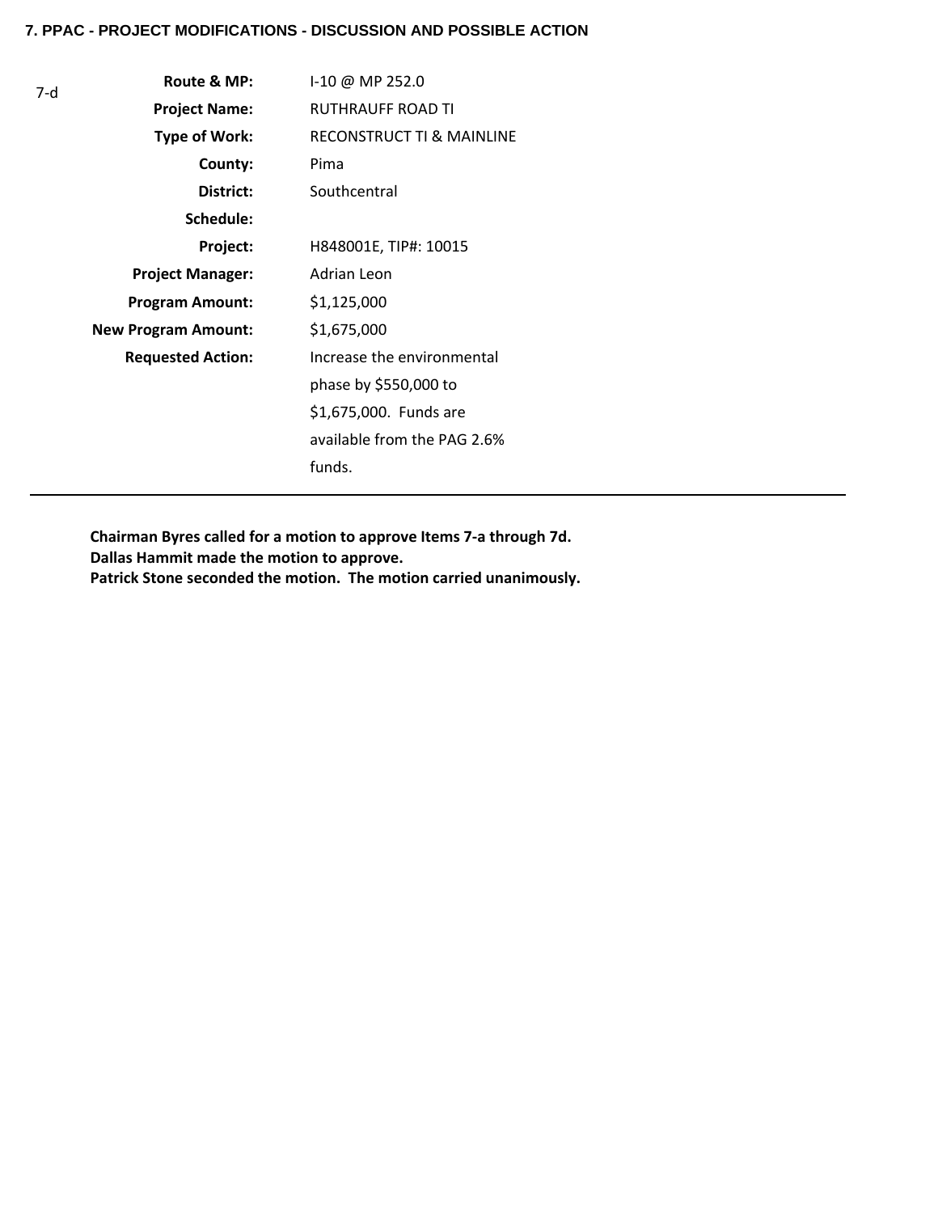**7. PPAC - PROJECT MODIFICATIONS - DISCUSSION AND POSSIBLE ACTION**

7-d

| | |
|---|---|
| **Route & MP:** | I-10 @ MP 252.0 |
| **Project Name:** | RUTHRAUFF ROAD TI |
| **Type of Work:** | RECONSTRUCT TI & MAINLINE |
| **County:** | Pima |
| **District:** | Southcentral |
| **Schedule:** | |
| **Project:** | H848001E, TIP#: 10015 |
| **Project Manager:** | Adrian Leon |
| **Program Amount:** | $1,125,000 |
| **New Program Amount:** | $1,675,000 |
| **Requested Action:** | Increase the environmental phase by $550,000 to $1,675,000. Funds are available from the PAG 2.6% funds. |

---

**Chairman Byres called for a motion to approve Items 7-a through 7d.**
**Dallas Hammit made the motion to approve.**
**Patrick Stone seconded the motion. The motion carried unanimously.**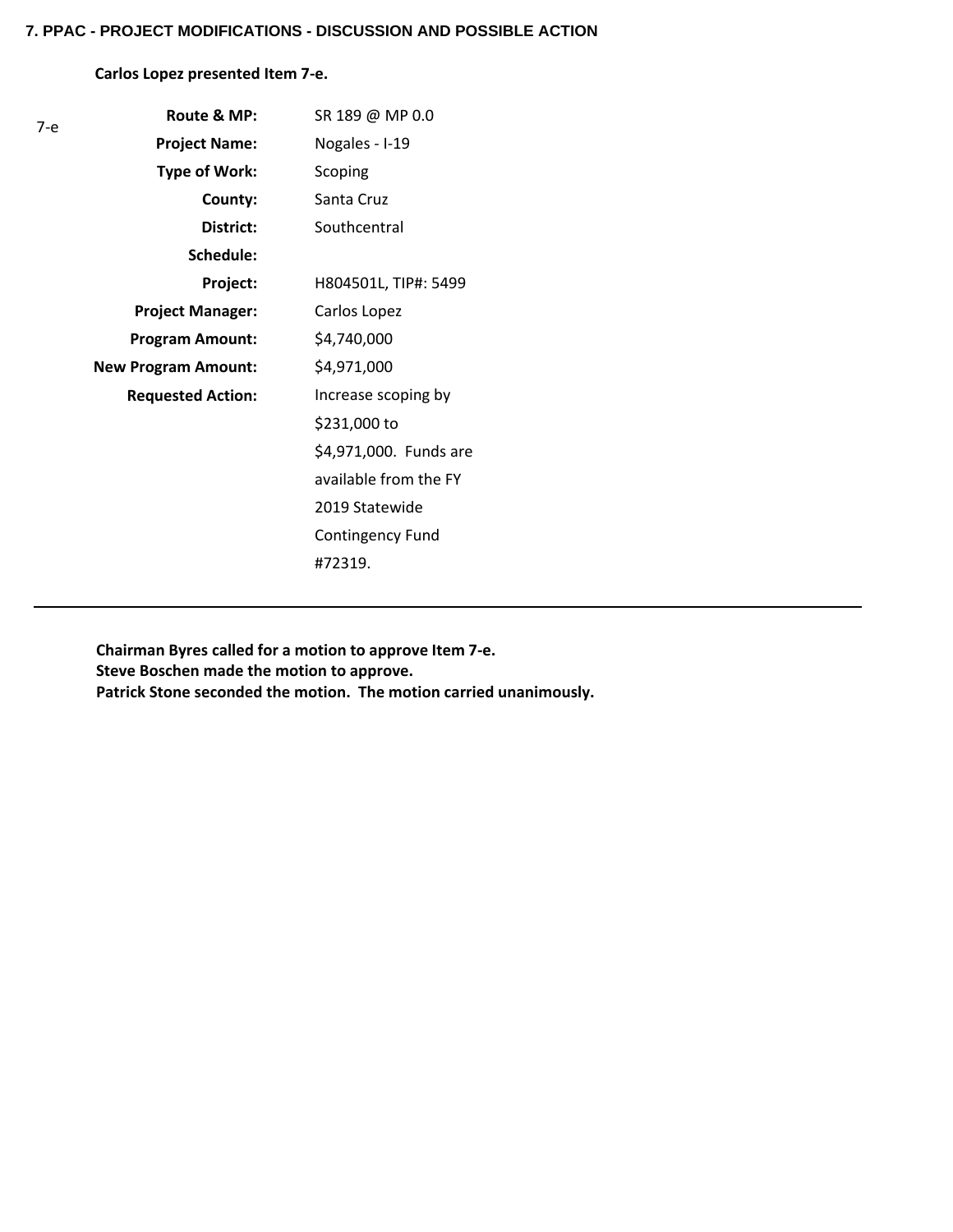**7. PPAC - PROJECT MODIFICATIONS - DISCUSSION AND POSSIBLE ACTION**

**Carlos Lopez presented Item 7-e.**

7-e

| | |
|---|---|
| **Route & MP:** | SR 189 @ MP 0.0 |
| **Project Name:** | Nogales - I-19 |
| **Type of Work:** | Scoping |
| **County:** | Santa Cruz |
| **District:** | Southcentral |
| **Schedule:** | |
| **Project:** | H804501L, TIP#: 5499 |
| **Project Manager:** | Carlos Lopez |
| **Program Amount:** | $4,740,000 |
| **New Program Amount:** | $4,971,000 |
| **Requested Action:** | Increase scoping by $231,000 to $4,971,000. Funds are available from the FY 2019 Statewide Contingency Fund #72319. |

---

**Chairman Byres called for a motion to approve Item 7-e.**
**Steve Boschen made the motion to approve.**
**Patrick Stone seconded the motion. The motion carried unanimously.**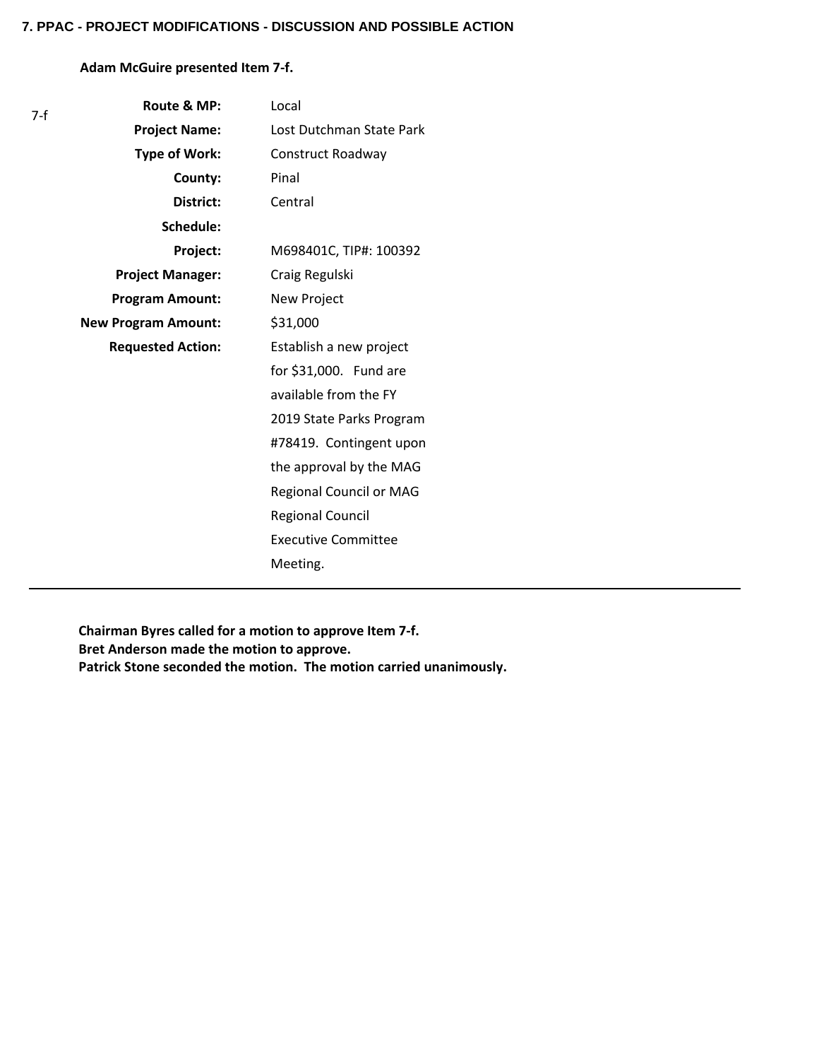### 7. PPAC - PROJECT MODIFICATIONS - DISCUSSION AND POSSIBLE ACTION

**Adam McGuire presented Item 7-f.**

7-f

| | |
|---|---|
| **Route & MP:** | Local |
| **Project Name:** | Lost Dutchman State Park |
| **Type of Work:** | Construct Roadway |
| **County:** | Pinal |
| **District:** | Central |
| **Schedule:** | |
| **Project:** | M698401C, TIP#: 100392 |
| **Project Manager:** | Craig Regulski |
| **Program Amount:** | New Project |
| **New Program Amount:** | $31,000 |
| **Requested Action:** | Establish a new project for $31,000. Fund are available from the FY 2019 State Parks Program #78419. Contingent upon the approval by the MAG Regional Council or MAG Regional Council Executive Committee Meeting. |

---

**Chairman Byres called for a motion to approve Item 7-f.**
**Bret Anderson made the motion to approve.**
**Patrick Stone seconded the motion. The motion carried unanimously.**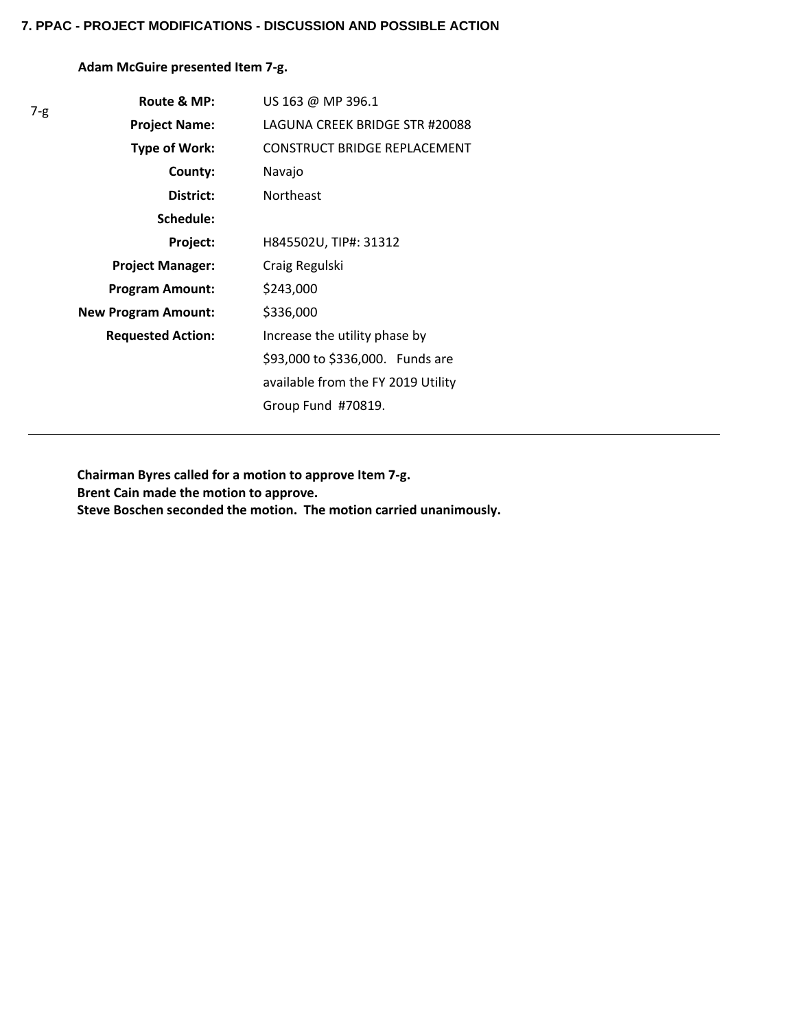**7. PPAC - PROJECT MODIFICATIONS - DISCUSSION AND POSSIBLE ACTION**

**Adam McGuire presented Item 7-g.**

| 7-g | | |
|---|---|---|
| | **Route & MP:** | US 163 @ MP 396.1 |
| | **Project Name:** | LAGUNA CREEK BRIDGE STR #20088 |
| | **Type of Work:** | CONSTRUCT BRIDGE REPLACEMENT |
| | **County:** | Navajo |
| | **District:** | Northeast |
| | **Schedule:** | |
| | **Project:** | H845502U, TIP#: 31312 |
| | **Project Manager:** | Craig Regulski |
| | **Program Amount:** | $243,000 |
| | **New Program Amount:** | $336,000 |
| | **Requested Action:** | Increase the utility phase by $93,000 to $336,000. Funds are available from the FY 2019 Utility Group Fund #70819. |

---

**Chairman Byres called for a motion to approve Item 7-g.**
**Brent Cain made the motion to approve.**
**Steve Boschen seconded the motion. The motion carried unanimously.**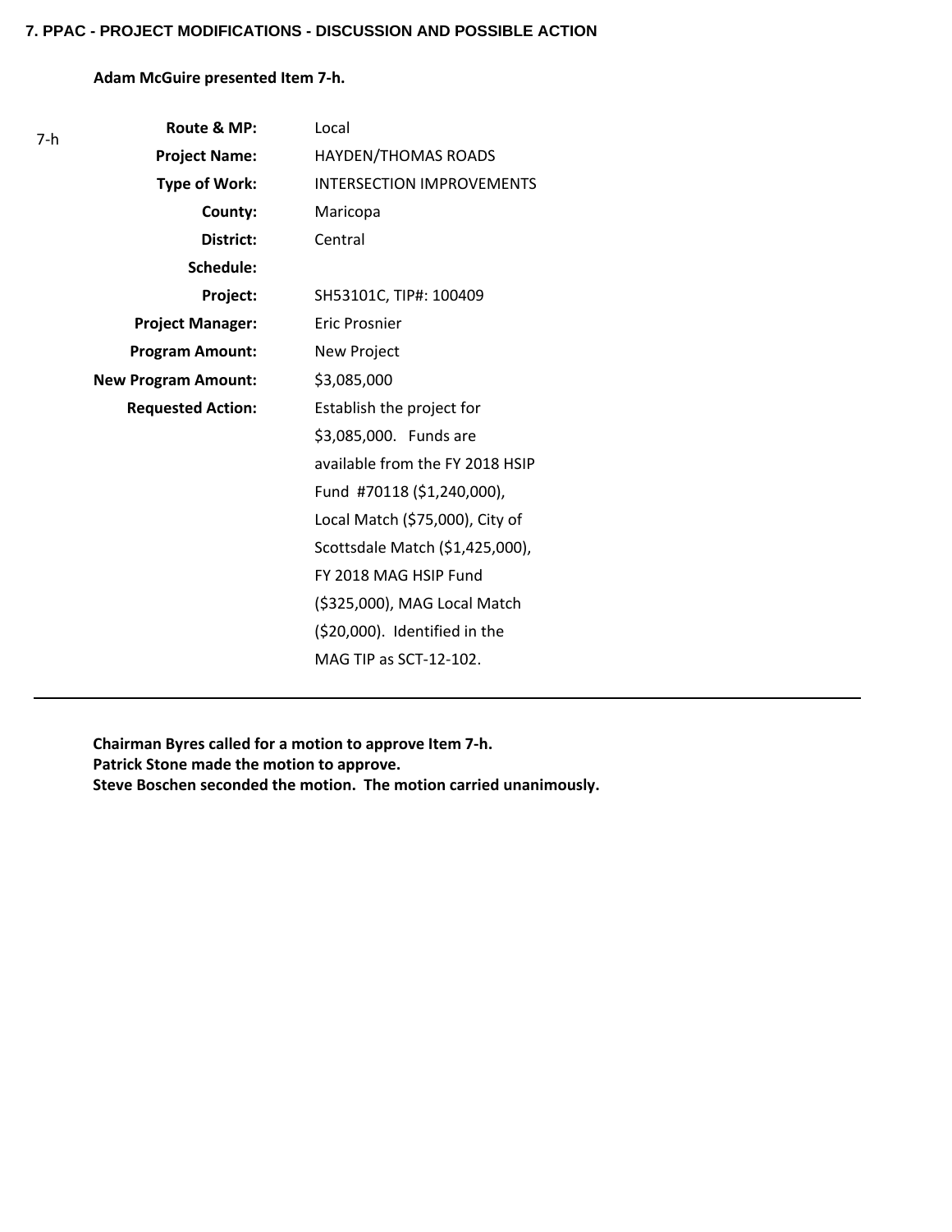**7. PPAC - PROJECT MODIFICATIONS - DISCUSSION AND POSSIBLE ACTION**

**Adam McGuire presented Item 7-h.**

7-h

| | |
|---|---|
| **Route & MP:** | Local |
| **Project Name:** | HAYDEN/THOMAS ROADS |
| **Type of Work:** | INTERSECTION IMPROVEMENTS |
| **County:** | Maricopa |
| **District:** | Central |
| **Schedule:** | |
| **Project:** | SH53101C, TIP#: 100409 |
| **Project Manager:** | Eric Prosnier |
| **Program Amount:** | New Project |
| **New Program Amount:** | $3,085,000 |
| **Requested Action:** | Establish the project for $3,085,000. Funds are available from the FY 2018 HSIP Fund #70118 ($1,240,000), Local Match ($75,000), City of Scottsdale Match ($1,425,000), FY 2018 MAG HSIP Fund ($325,000), MAG Local Match ($20,000). Identified in the MAG TIP as SCT-12-102. |

---

**Chairman Byres called for a motion to approve Item 7-h.**
**Patrick Stone made the motion to approve.**
**Steve Boschen seconded the motion. The motion carried unanimously.**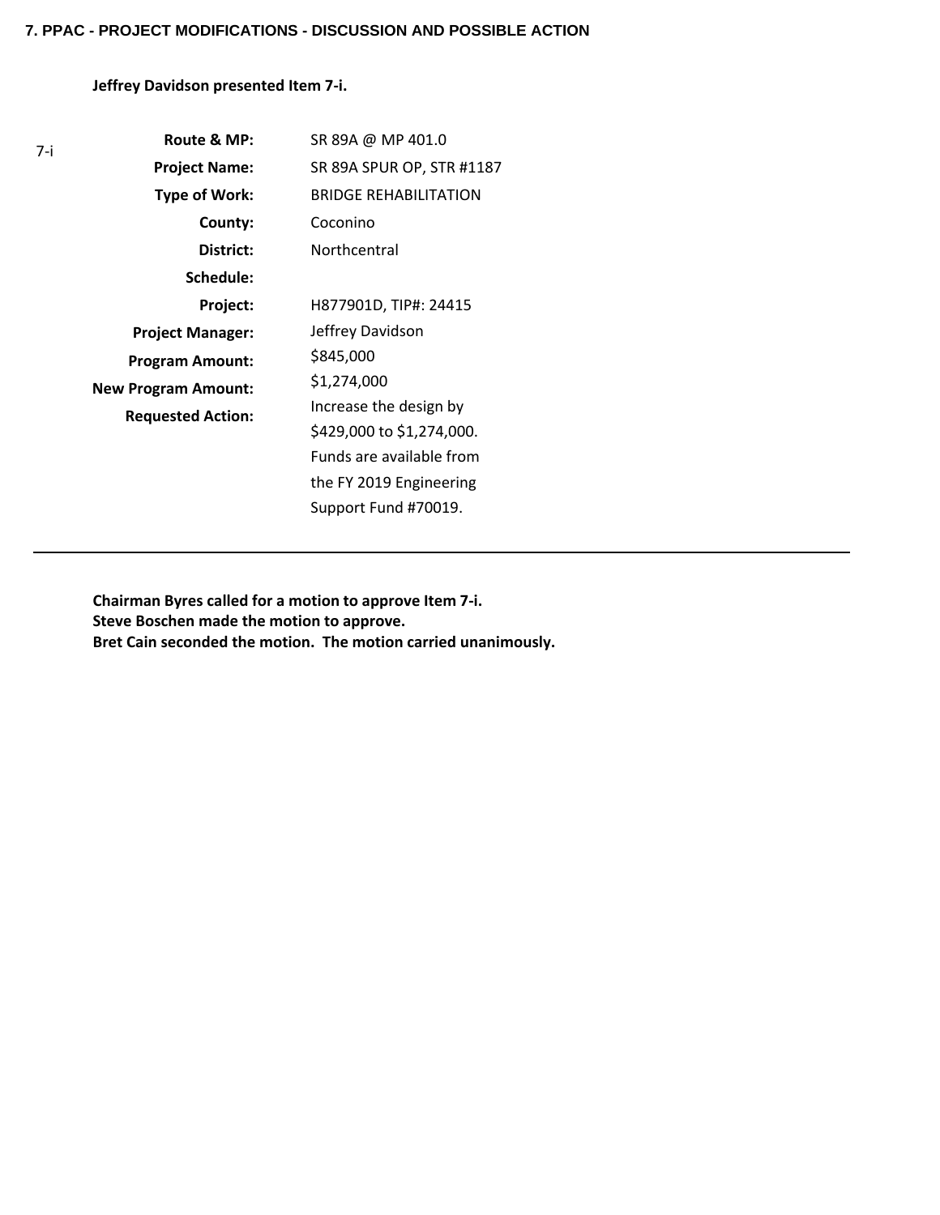**7. PPAC - PROJECT MODIFICATIONS - DISCUSSION AND POSSIBLE ACTION**

**Jeffrey Davidson presented Item 7-i.**

| 7-i | | |
|---|---|---|
| | **Route & MP:** | SR 89A @ MP 401.0 |
| | **Project Name:** | SR 89A SPUR OP, STR #1187 |
| | **Type of Work:** | BRIDGE REHABILITATION |
| | **County:** | Coconino |
| | **District:** | Northcentral |
| | **Schedule:** | |
| | **Project:** | H877901D, TIP#: 24415 |
| | **Project Manager:** | Jeffrey Davidson |
| | **Program Amount:** | $845,000 |
| | **New Program Amount:** | $1,274,000 |
| | **Requested Action:** | Increase the design by $429,000 to $1,274,000. Funds are available from the FY 2019 Engineering Support Fund #70019. |

---

**Chairman Byres called for a motion to approve Item 7-i.**
**Steve Boschen made the motion to approve.**
**Bret Cain seconded the motion. The motion carried unanimously.**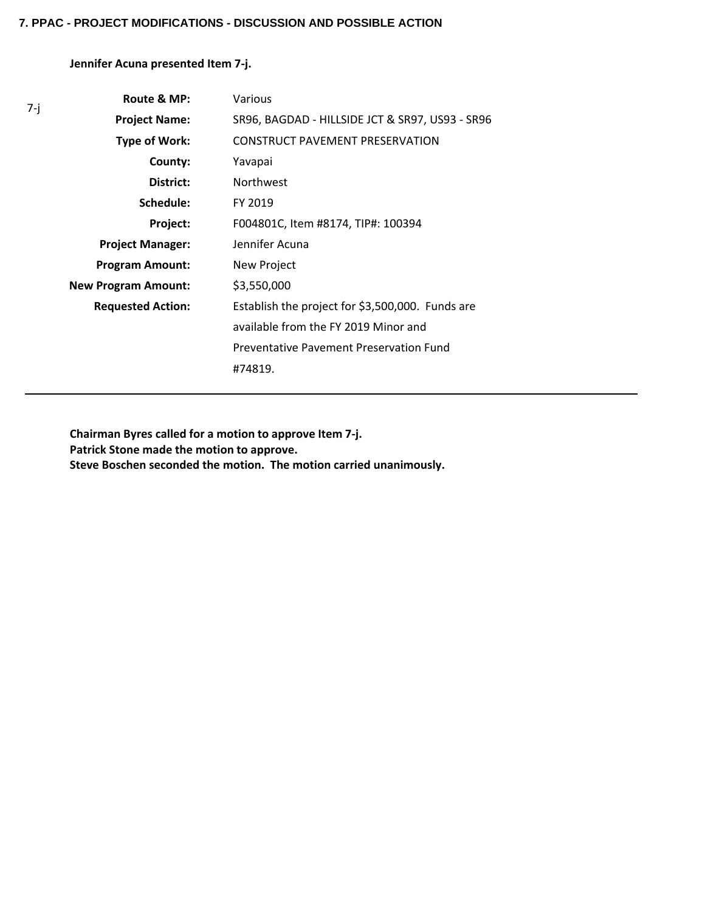**7. PPAC - PROJECT MODIFICATIONS - DISCUSSION AND POSSIBLE ACTION**

**Jennifer Acuna presented Item 7-j.**

| 7-j | | |
|---|---|---|
| | **Route & MP:** | Various |
| | **Project Name:** | SR96, BAGDAD - HILLSIDE JCT & SR97, US93 - SR96 |
| | **Type of Work:** | CONSTRUCT PAVEMENT PRESERVATION |
| | **County:** | Yavapai |
| | **District:** | Northwest |
| | **Schedule:** | FY 2019 |
| | **Project:** | F004801C, Item #8174, TIP#: 100394 |
| | **Project Manager:** | Jennifer Acuna |
| | **Program Amount:** | New Project |
| | **New Program Amount:** | $3,550,000 |
| | **Requested Action:** | Establish the project for $3,500,000. Funds are available from the FY 2019 Minor and Preventative Pavement Preservation Fund #74819. |

---

**Chairman Byres called for a motion to approve Item 7-j.**
**Patrick Stone made the motion to approve.**
**Steve Boschen seconded the motion. The motion carried unanimously.**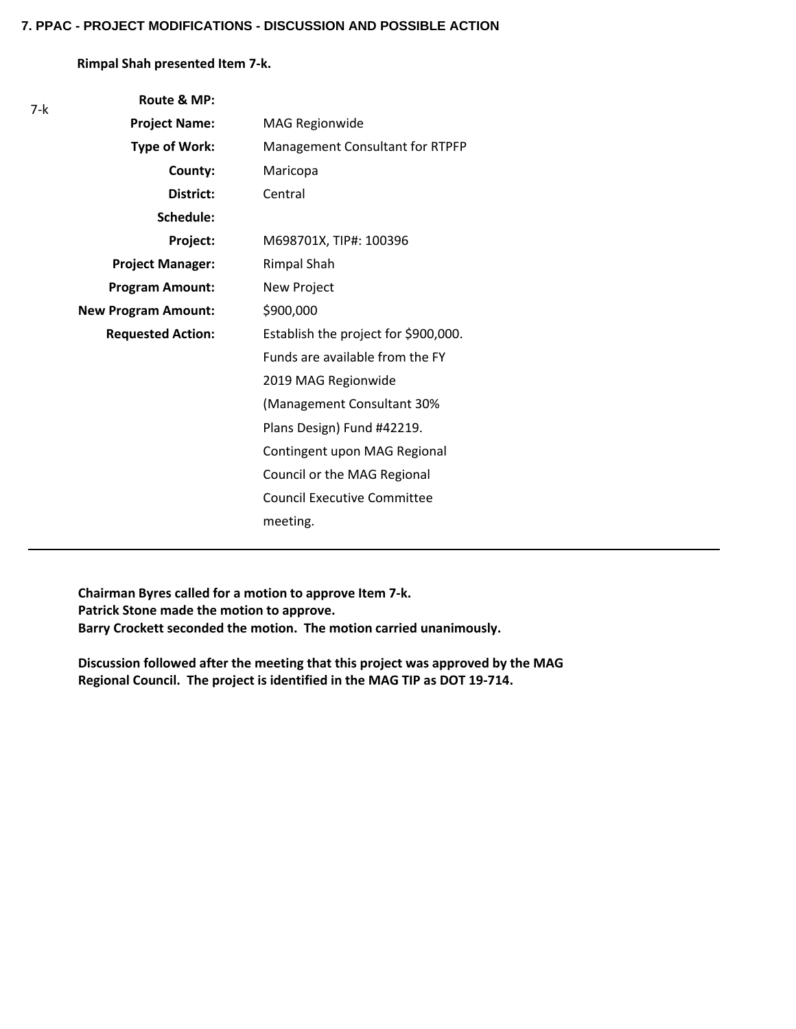### 7. PPAC - PROJECT MODIFICATIONS - DISCUSSION AND POSSIBLE ACTION

**Rimpal Shah presented Item 7-k.**

| 7-k | | |
|---|---|---|
| | **Route & MP:** | |
| | **Project Name:** | MAG Regionwide |
| | **Type of Work:** | Management Consultant for RTPFP |
| | **County:** | Maricopa |
| | **District:** | Central |
| | **Schedule:** | |
| | **Project:** | M698701X, TIP#: 100396 |
| | **Project Manager:** | Rimpal Shah |
| | **Program Amount:** | New Project |
| | **New Program Amount:** | $900,000 |
| | **Requested Action:** | Establish the project for $900,000. Funds are available from the FY 2019 MAG Regionwide (Management Consultant 30% Plans Design) Fund #42219. Contingent upon MAG Regional Council or the MAG Regional Council Executive Committee meeting. |

---

**Chairman Byres called for a motion to approve Item 7-k.**
**Patrick Stone made the motion to approve.**
**Barry Crockett seconded the motion. The motion carried unanimously.**

**Discussion followed after the meeting that this project was approved by the MAG Regional Council. The project is identified in the MAG TIP as DOT 19-714.**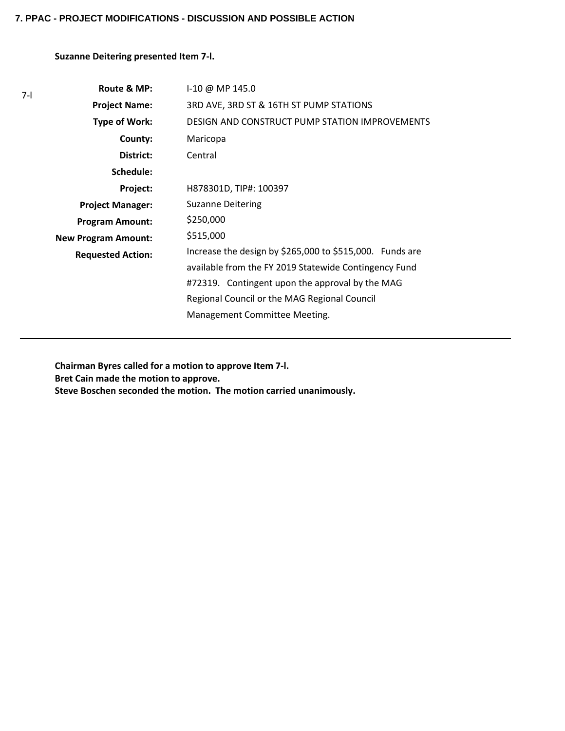**7. PPAC - PROJECT MODIFICATIONS - DISCUSSION AND POSSIBLE ACTION**

**Suzanne Deitering presented Item 7-l.**

| 7-l | | |
|---|---|---|
| | **Route & MP:** | I-10 @ MP 145.0 |
| | **Project Name:** | 3RD AVE, 3RD ST & 16TH ST PUMP STATIONS |
| | **Type of Work:** | DESIGN AND CONSTRUCT PUMP STATION IMPROVEMENTS |
| | **County:** | Maricopa |
| | **District:** | Central |
| | **Schedule:** | |
| | **Project:** | H878301D, TIP#: 100397 |
| | **Project Manager:** | Suzanne Deitering |
| | **Program Amount:** | $250,000 |
| | **New Program Amount:** | $515,000 |
| | **Requested Action:** | Increase the design by $265,000 to $515,000. Funds are available from the FY 2019 Statewide Contingency Fund #72319. Contingent upon the approval by the MAG Regional Council or the MAG Regional Council Management Committee Meeting. |

**Chairman Byres called for a motion to approve Item 7-l.**
**Bret Cain made the motion to approve.**
**Steve Boschen seconded the motion. The motion carried unanimously.**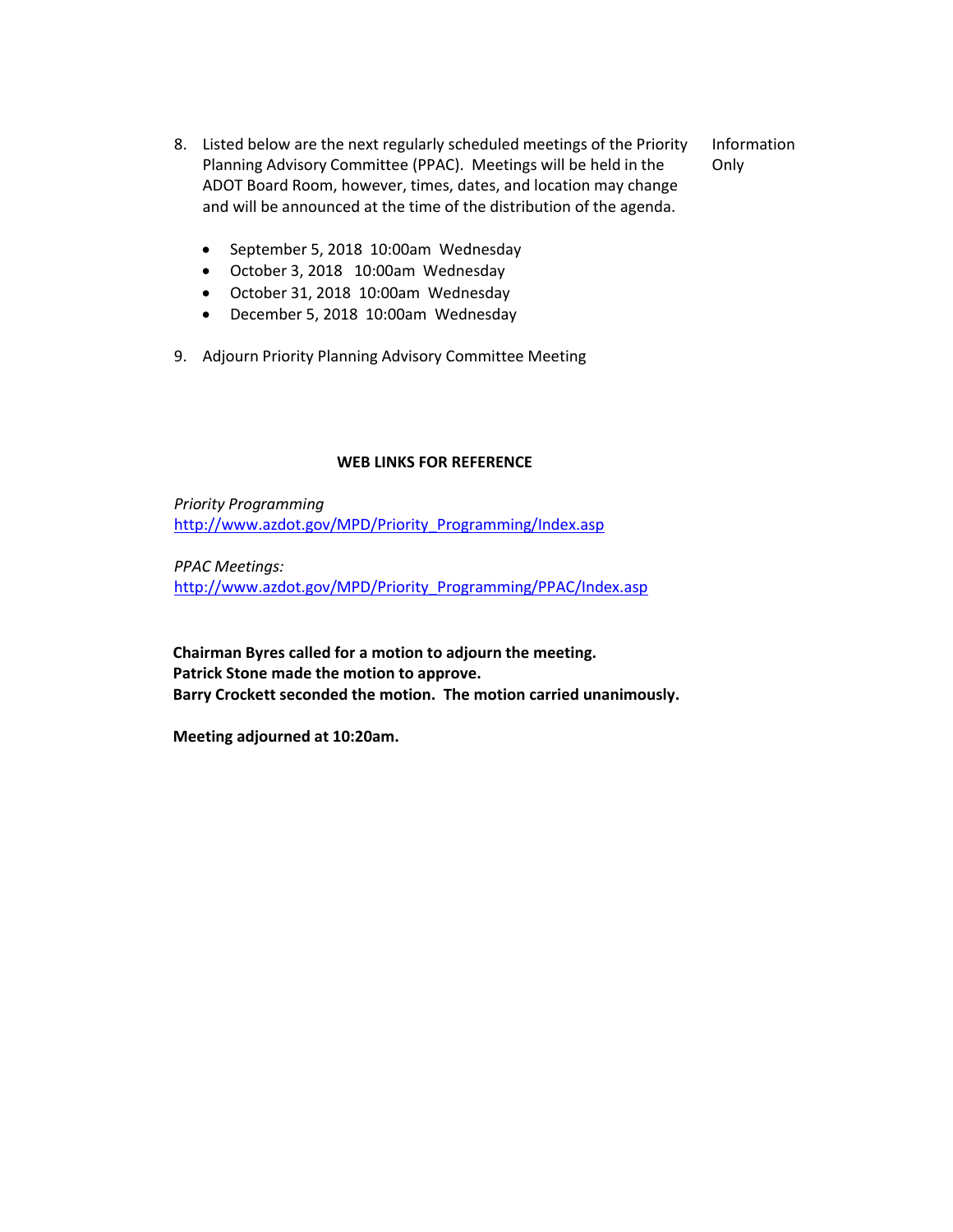8. Listed below are the next regularly scheduled meetings of the Priority Planning Advisory Committee (PPAC). Meetings will be held in the ADOT Board Room, however, times, dates, and location may change and will be announced at the time of the distribution of the agenda. — Information Only

   - September 5, 2018 10:00am Wednesday
   - October 3, 2018 10:00am Wednesday
   - October 31, 2018 10:00am Wednesday
   - December 5, 2018 10:00am Wednesday

9. Adjourn Priority Planning Advisory Committee Meeting

**WEB LINKS FOR REFERENCE**

*Priority Programming*
http://www.azdot.gov/MPD/Priority_Programming/Index.asp

*PPAC Meetings:*
http://www.azdot.gov/MPD/Priority_Programming/PPAC/Index.asp

**Chairman Byres called for a motion to adjourn the meeting.**
**Patrick Stone made the motion to approve.**
**Barry Crockett seconded the motion. The motion carried unanimously.**

**Meeting adjourned at 10:20am.**